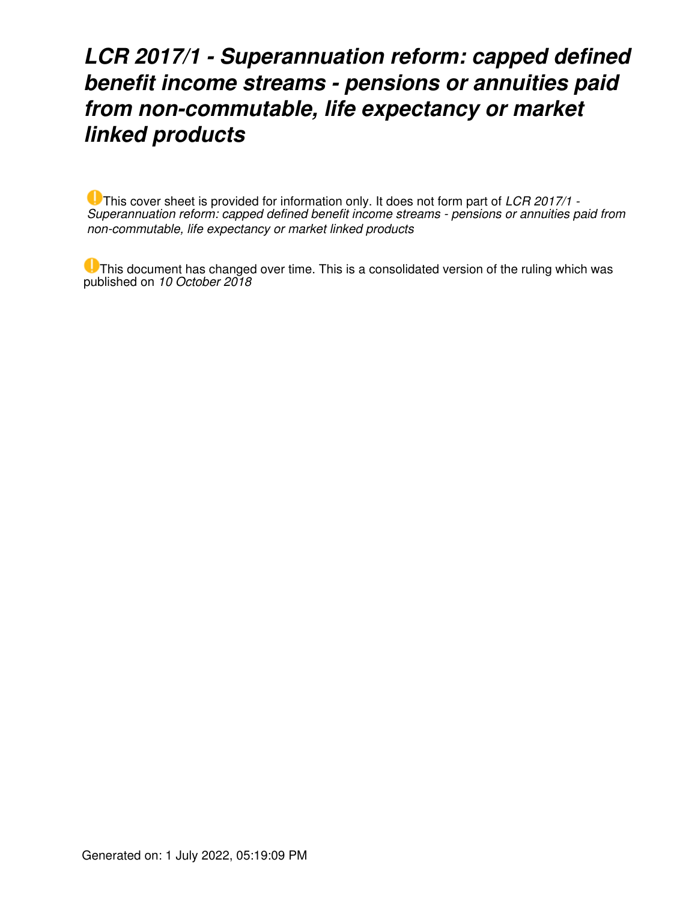# *LCR 2017/1 - Superannuation reform: capped defined benefit income streams - pensions or annuities paid from non-commutable, life expectancy or market linked products*

This cover sheet is provided for information only. It does not form part of *LCR 2017/1 - Superannuation reform: capped defined benefit income streams - pensions or annuities paid from non-commutable, life expectancy or market linked products*

This document has changed over time. This is a consolidated version of the ruling which was published on *10 October 2018*

Generated on: 1 July 2022, 05:19:09 PM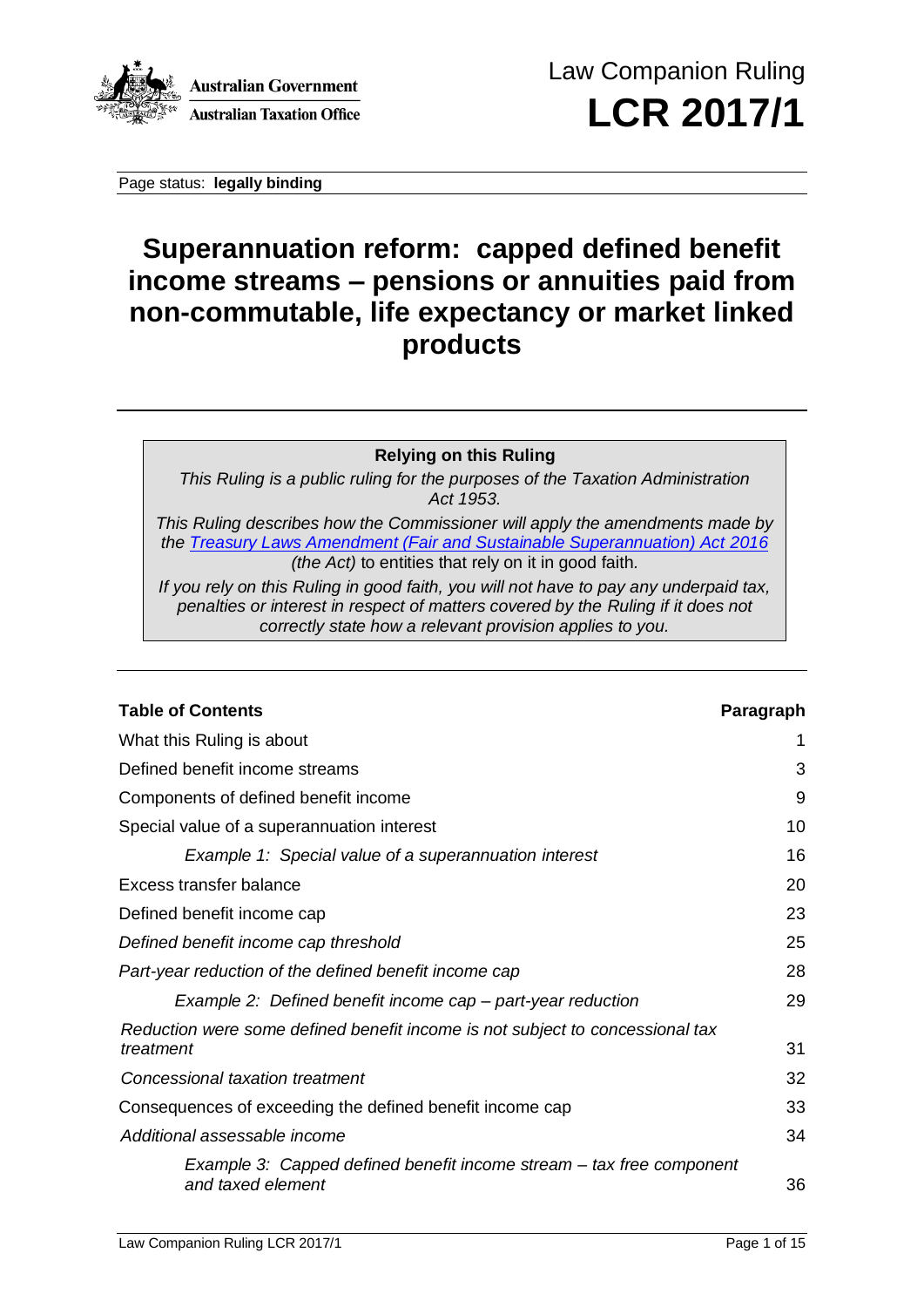Law Companion Ruling

# LCR 2017/1

Page status: **legally binding**

# Superannuation reform: capped defined benefit income streams – pensions or annuities paid from non-commutable, life expectancy or market linked products

**Relying on this Ruling**

*This Ruling is a public ruling for the purposes of the Taxation Administration Act 1953.*

*This Ruling describes how the Commissioner will apply the amendments made by the Treasury Laws Amendment (Fair and Sustainable Superannuation) Act 2016 (the Act) to entities that rely on it in good faith.*

*If you rely on this Ruling in good faith, you will not have to pay any underpaid tax, penalties or interest in respect of matters covered by the Ruling if it does not correctly state how a relevant provision applies to you.*

| **Table of Contents** | **Paragraph** |
|---|---|
| What this Ruling is about | 1 |
| Defined benefit income streams | 3 |
| Components of defined benefit income | 9 |
| Special value of a superannuation interest | 10 |
| *Example 1: Special value of a superannuation interest* | 16 |
| Excess transfer balance | 20 |
| Defined benefit income cap | 23 |
| *Defined benefit income cap threshold* | 25 |
| *Part-year reduction of the defined benefit income cap* | 28 |
| *Example 2: Defined benefit income cap – part-year reduction* | 29 |
| *Reduction were some defined benefit income is not subject to concessional tax treatment* | 31 |
| *Concessional taxation treatment* | 32 |
| Consequences of exceeding the defined benefit income cap | 33 |
| *Additional assessable income* | 34 |
| *Example 3: Capped defined benefit income stream – tax free component and taxed element* | 36 |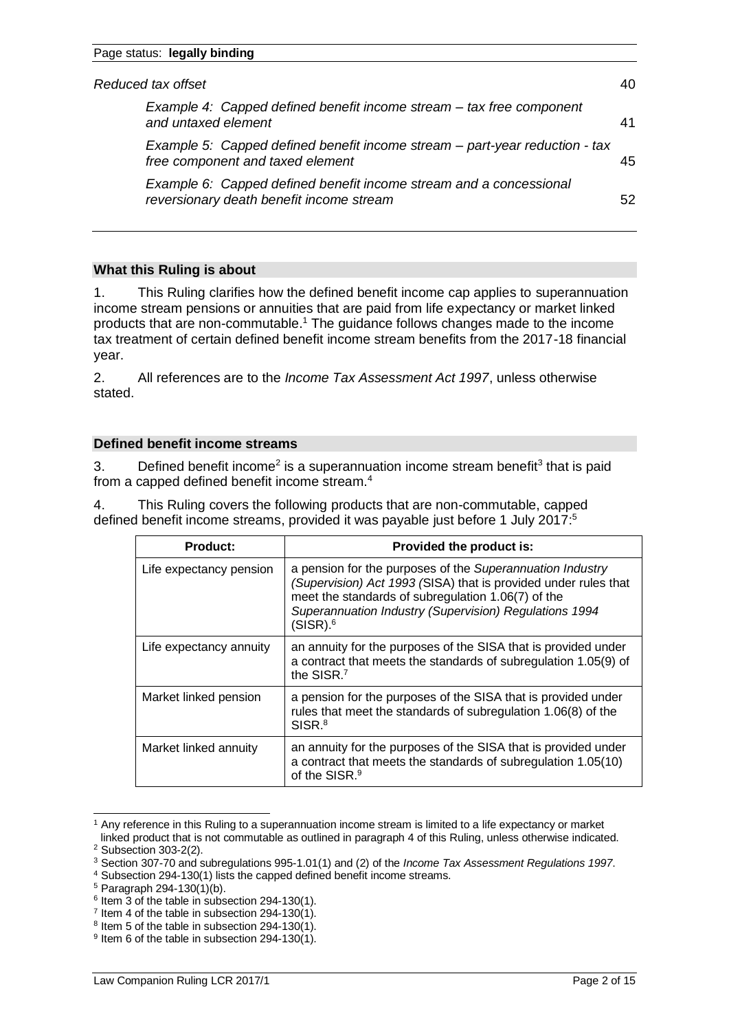*Reduced tax offset* 40

*Example 4: Capped defined benefit income stream – tax free component and untaxed element* 41

*Example 5: Capped defined benefit income stream – part-year reduction - tax free component and taxed element* 45

*Example 6: Capped defined benefit income stream and a concessional reversionary death benefit income stream* 52

## What this Ruling is about

1. This Ruling clarifies how the defined benefit income cap applies to superannuation income stream pensions or annuities that are paid from life expectancy or market linked products that are non-commutable.[1] The guidance follows changes made to the income tax treatment of certain defined benefit income stream benefits from the 2017-18 financial year.

2. All references are to the *Income Tax Assessment Act 1997*, unless otherwise stated.

## Defined benefit income streams

3. Defined benefit income[2] is a superannuation income stream benefit[3] that is paid from a capped defined benefit income stream.[4]

4. This Ruling covers the following products that are non-commutable, capped defined benefit income streams, provided it was payable just before 1 July 2017:[5]

| Product: | Provided the product is: |
|---|---|
| Life expectancy pension | a pension for the purposes of the *Superannuation Industry (Supervision) Act 1993 (*SISA) that is provided under rules that meet the standards of subregulation 1.06(7) of the *Superannuation Industry (Supervision) Regulations 1994* (SISR).[6] |
| Life expectancy annuity | an annuity for the purposes of the SISA that is provided under a contract that meets the standards of subregulation 1.05(9) of the SISR.[7] |
| Market linked pension | a pension for the purposes of the SISA that is provided under rules that meet the standards of subregulation 1.06(8) of the SISR.[8] |
| Market linked annuity | an annuity for the purposes of the SISA that is provided under a contract that meets the standards of subregulation 1.05(10) of the SISR.[9] |

---

[1] Any reference in this Ruling to a superannuation income stream is limited to a life expectancy or market linked product that is not commutable as outlined in paragraph 4 of this Ruling, unless otherwise indicated.

[2] Subsection 303-2(2).

[3] Section 307-70 and subregulations 995-1.01(1) and (2) of the *Income Tax Assessment Regulations 1997*.

[4] Subsection 294-130(1) lists the capped defined benefit income streams.

[5] Paragraph 294-130(1)(b).

[6] Item 3 of the table in subsection 294-130(1).

[7] Item 4 of the table in subsection 294-130(1).

[8] Item 5 of the table in subsection 294-130(1).

[9] Item 6 of the table in subsection 294-130(1).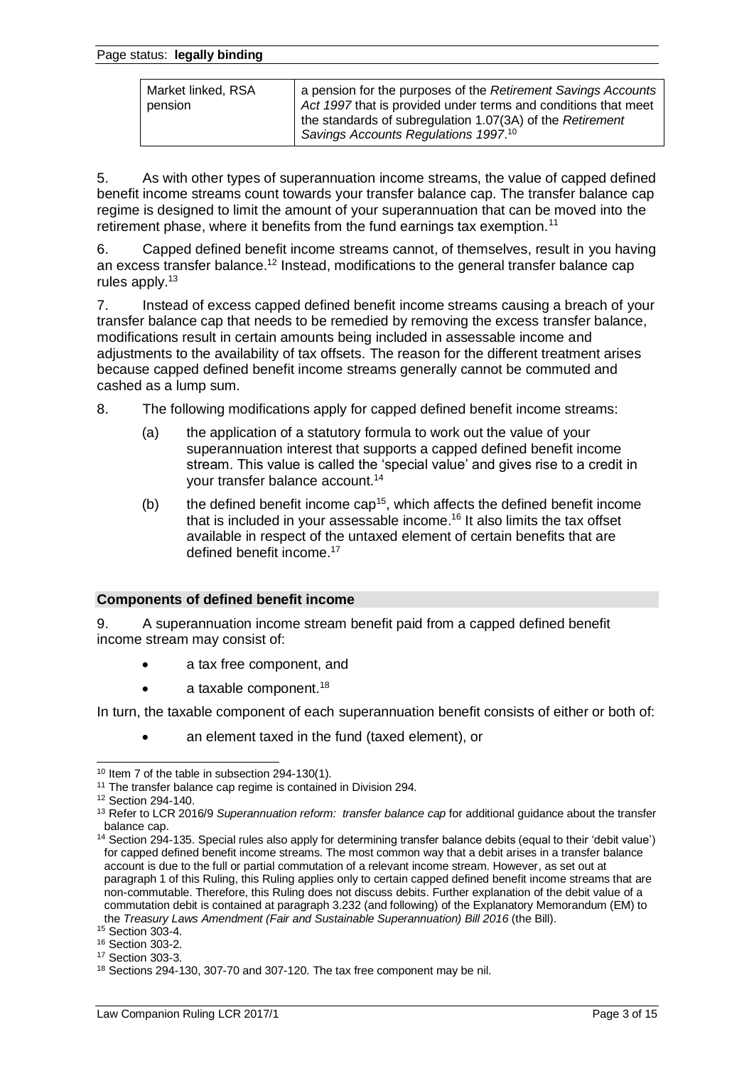| Market linked, RSA pension | a pension for the purposes of the *Retirement Savings Accounts Act 1997* that is provided under terms and conditions that meet the standards of subregulation 1.07(3A) of the *Retirement Savings Accounts Regulations 1997*.[10] |
|---|---|

5. As with other types of superannuation income streams, the value of capped defined benefit income streams count towards your transfer balance cap. The transfer balance cap regime is designed to limit the amount of your superannuation that can be moved into the retirement phase, where it benefits from the fund earnings tax exemption.[11]

6. Capped defined benefit income streams cannot, of themselves, result in you having an excess transfer balance.[12] Instead, modifications to the general transfer balance cap rules apply.[13]

7. Instead of excess capped defined benefit income streams causing a breach of your transfer balance cap that needs to be remedied by removing the excess transfer balance, modifications result in certain amounts being included in assessable income and adjustments to the availability of tax offsets. The reason for the different treatment arises because capped defined benefit income streams generally cannot be commuted and cashed as a lump sum.

8. The following modifications apply for capped defined benefit income streams:

(a) the application of a statutory formula to work out the value of your superannuation interest that supports a capped defined benefit income stream. This value is called the 'special value' and gives rise to a credit in your transfer balance account.[14]

(b) the defined benefit income cap[15], which affects the defined benefit income that is included in your assessable income.[16] It also limits the tax offset available in respect of the untaxed element of certain benefits that are defined benefit income.[17]

## Components of defined benefit income

9. A superannuation income stream benefit paid from a capped defined benefit income stream may consist of:

- a tax free component, and
- a taxable component.[18]

In turn, the taxable component of each superannuation benefit consists of either or both of:

- an element taxed in the fund (taxed element), or

---

[10] Item 7 of the table in subsection 294-130(1).

[11] The transfer balance cap regime is contained in Division 294.

[12] Section 294-140.

[13] Refer to LCR 2016/9 *Superannuation reform: transfer balance cap* for additional guidance about the transfer balance cap.

[14] Section 294-135. Special rules also apply for determining transfer balance debits (equal to their 'debit value') for capped defined benefit income streams. The most common way that a debit arises in a transfer balance account is due to the full or partial commutation of a relevant income stream. However, as set out at paragraph 1 of this Ruling, this Ruling applies only to certain capped defined benefit income streams that are non-commutable. Therefore, this Ruling does not discuss debits. Further explanation of the debit value of a commutation debit is contained at paragraph 3.232 (and following) of the Explanatory Memorandum (EM) to the *Treasury Laws Amendment (Fair and Sustainable Superannuation) Bill 2016* (the Bill).

[15] Section 303-4.

[16] Section 303-2.

[17] Section 303-3.

[18] Sections 294-130, 307-70 and 307-120. The tax free component may be nil.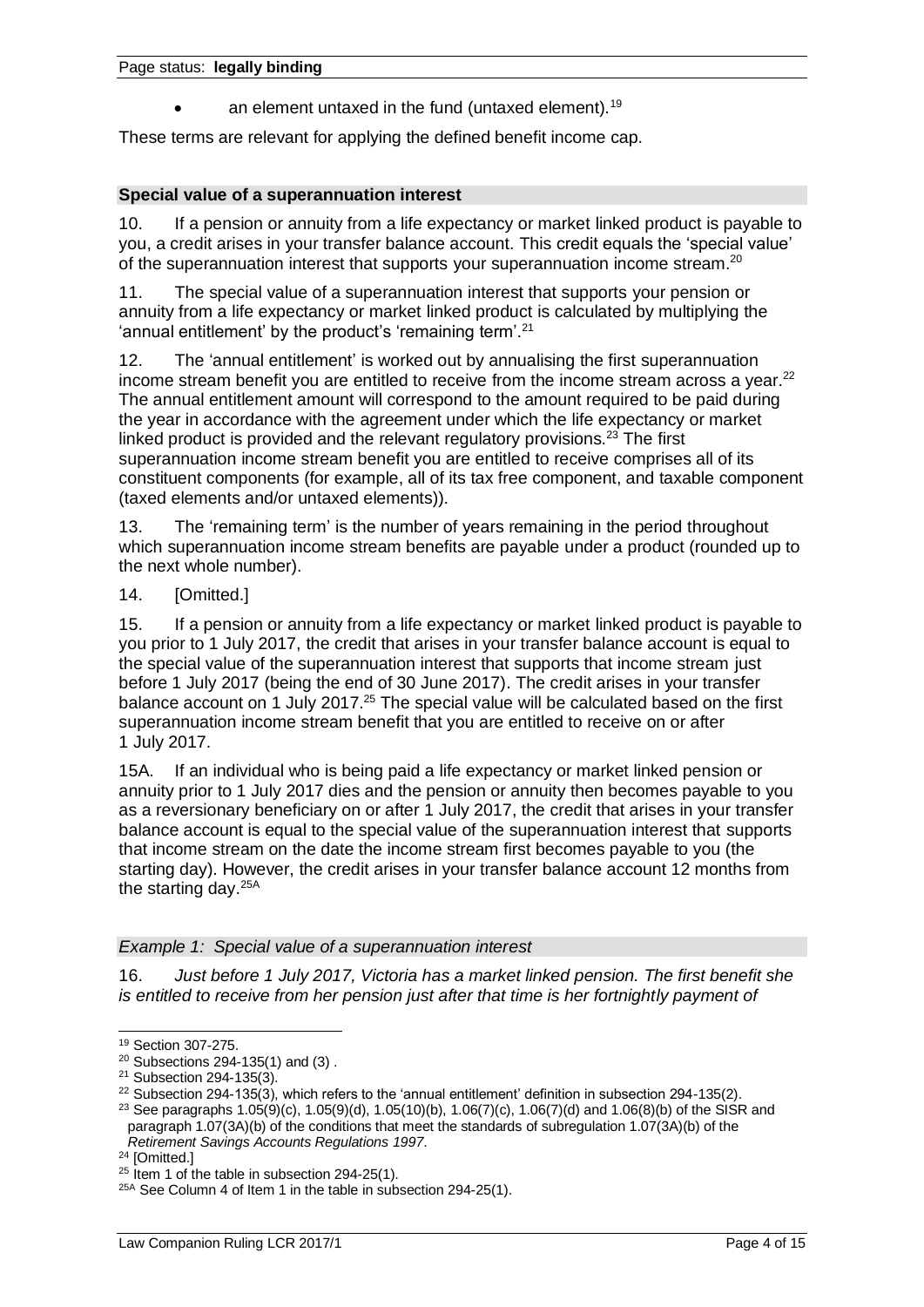- an element untaxed in the fund (untaxed element).[19]

These terms are relevant for applying the defined benefit income cap.

### Special value of a superannuation interest

10. If a pension or annuity from a life expectancy or market linked product is payable to you, a credit arises in your transfer balance account. This credit equals the 'special value' of the superannuation interest that supports your superannuation income stream.[20]

11. The special value of a superannuation interest that supports your pension or annuity from a life expectancy or market linked product is calculated by multiplying the 'annual entitlement' by the product's 'remaining term'.[21]

12. The 'annual entitlement' is worked out by annualising the first superannuation income stream benefit you are entitled to receive from the income stream across a year.[22] The annual entitlement amount will correspond to the amount required to be paid during the year in accordance with the agreement under which the life expectancy or market linked product is provided and the relevant regulatory provisions.[23] The first superannuation income stream benefit you are entitled to receive comprises all of its constituent components (for example, all of its tax free component, and taxable component (taxed elements and/or untaxed elements)).

13. The 'remaining term' is the number of years remaining in the period throughout which superannuation income stream benefits are payable under a product (rounded up to the next whole number).

14. [Omitted.]

15. If a pension or annuity from a life expectancy or market linked product is payable to you prior to 1 July 2017, the credit that arises in your transfer balance account is equal to the special value of the superannuation interest that supports that income stream just before 1 July 2017 (being the end of 30 June 2017). The credit arises in your transfer balance account on 1 July 2017.[25] The special value will be calculated based on the first superannuation income stream benefit that you are entitled to receive on or after 1 July 2017.

15A. If an individual who is being paid a life expectancy or market linked pension or annuity prior to 1 July 2017 dies and the pension or annuity then becomes payable to you as a reversionary beneficiary on or after 1 July 2017, the credit that arises in your transfer balance account is equal to the special value of the superannuation interest that supports that income stream on the date the income stream first becomes payable to you (the starting day). However, the credit arises in your transfer balance account 12 months from the starting day.[25A]

#### *Example 1: Special value of a superannuation interest*

16. *Just before 1 July 2017, Victoria has a market linked pension. The first benefit she is entitled to receive from her pension just after that time is her fortnightly payment of*

---

[19] Section 307-275.

[20] Subsections 294-135(1) and (3) .

[21] Subsection 294-135(3).

[22] Subsection 294-135(3), which refers to the 'annual entitlement' definition in subsection 294-135(2).

[23] See paragraphs 1.05(9)(c), 1.05(9)(d), 1.05(10)(b), 1.06(7)(c), 1.06(7)(d) and 1.06(8)(b) of the SISR and paragraph 1.07(3A)(b) of the conditions that meet the standards of subregulation 1.07(3A)(b) of the *Retirement Savings Accounts Regulations 1997*.

[24] [Omitted.]

[25] Item 1 of the table in subsection 294-25(1).

[25A] See Column 4 of Item 1 in the table in subsection 294-25(1).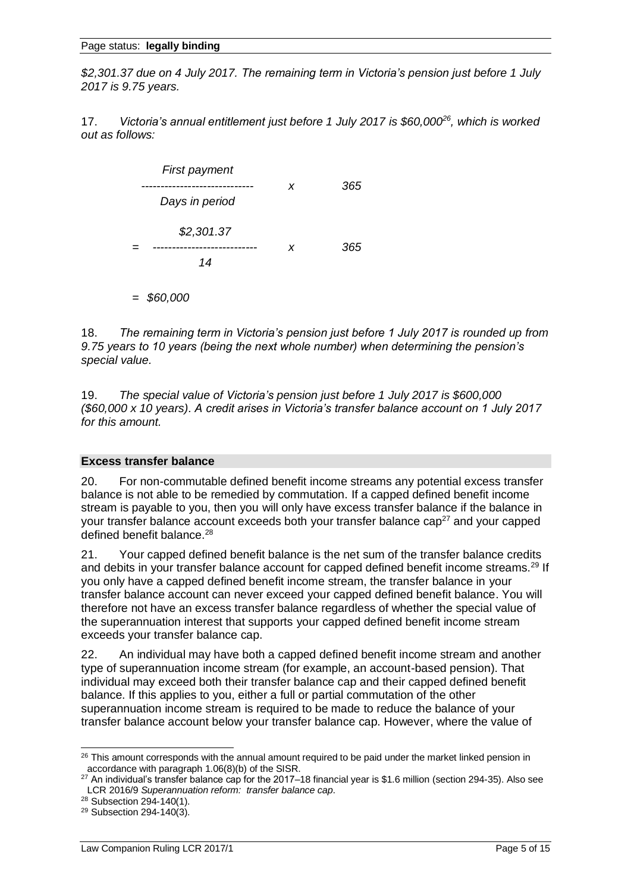*$2,301.37 due on 4 July 2017. The remaining term in Victoria's pension just before 1 July 2017 is 9.75 years.*

17. *Victoria's annual entitlement just before 1 July 2017 is $60,000[26], which is worked out as follows:*

$$\frac{\textit{First payment}}{\textit{Days in period}} \times 365$$

$$= \frac{\$2{,}301.37}{14} \times 365$$

$$= \$60{,}000$$

18. *The remaining term in Victoria's pension just before 1 July 2017 is rounded up from 9.75 years to 10 years (being the next whole number) when determining the pension's special value.*

19. *The special value of Victoria's pension just before 1 July 2017 is $600,000 ($60,000 x 10 years). A credit arises in Victoria's transfer balance account on 1 July 2017 for this amount.*

### Excess transfer balance

20. For non-commutable defined benefit income streams any potential excess transfer balance is not able to be remedied by commutation. If a capped defined benefit income stream is payable to you, then you will only have excess transfer balance if the balance in your transfer balance account exceeds both your transfer balance cap[27] and your capped defined benefit balance.[28]

21. Your capped defined benefit balance is the net sum of the transfer balance credits and debits in your transfer balance account for capped defined benefit income streams.[29] If you only have a capped defined benefit income stream, the transfer balance in your transfer balance account can never exceed your capped defined benefit balance. You will therefore not have an excess transfer balance regardless of whether the special value of the superannuation interest that supports your capped defined benefit income stream exceeds your transfer balance cap.

22. An individual may have both a capped defined benefit income stream and another type of superannuation income stream (for example, an account-based pension). That individual may exceed both their transfer balance cap and their capped defined benefit balance. If this applies to you, either a full or partial commutation of the other superannuation income stream is required to be made to reduce the balance of your transfer balance account below your transfer balance cap. However, where the value of

---

[26] This amount corresponds with the annual amount required to be paid under the market linked pension in accordance with paragraph 1.06(8)(b) of the SISR.

[27] An individual's transfer balance cap for the 2017–18 financial year is $1.6 million (section 294-35). Also see LCR 2016/9 *Superannuation reform: transfer balance cap*.

[28] Subsection 294-140(1).

[29] Subsection 294-140(3).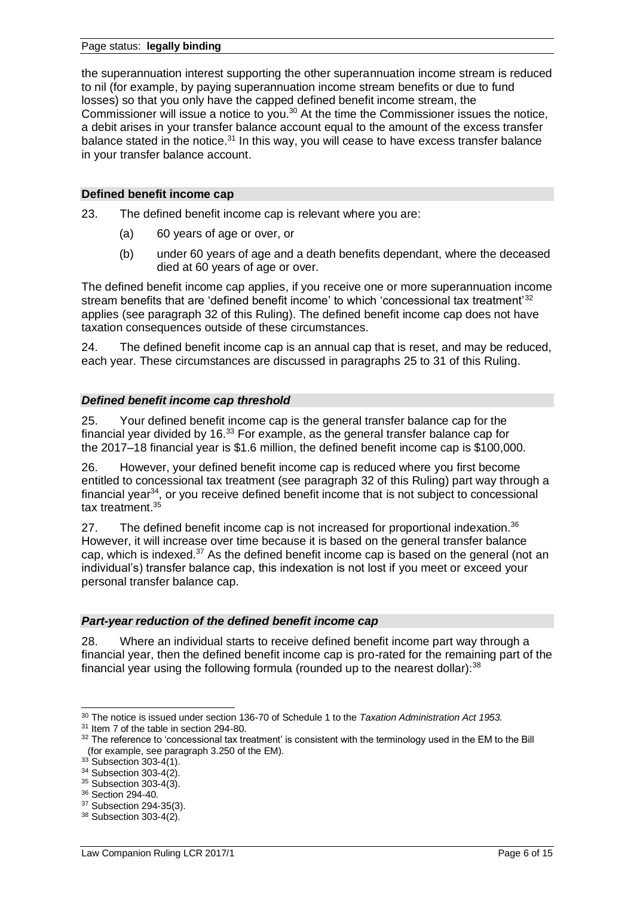the superannuation interest supporting the other superannuation income stream is reduced to nil (for example, by paying superannuation income stream benefits or due to fund losses) so that you only have the capped defined benefit income stream, the Commissioner will issue a notice to you.[30] At the time the Commissioner issues the notice, a debit arises in your transfer balance account equal to the amount of the excess transfer balance stated in the notice.[31] In this way, you will cease to have excess transfer balance in your transfer balance account.

### Defined benefit income cap

23. The defined benefit income cap is relevant where you are:

(a) 60 years of age or over, or

(b) under 60 years of age and a death benefits dependant, where the deceased died at 60 years of age or over.

The defined benefit income cap applies, if you receive one or more superannuation income stream benefits that are 'defined benefit income' to which 'concessional tax treatment'[32] applies (see paragraph 32 of this Ruling). The defined benefit income cap does not have taxation consequences outside of these circumstances.

24. The defined benefit income cap is an annual cap that is reset, and may be reduced, each year. These circumstances are discussed in paragraphs 25 to 31 of this Ruling.

#### *Defined benefit income cap threshold*

25. Your defined benefit income cap is the general transfer balance cap for the financial year divided by 16.[33] For example, as the general transfer balance cap for the 2017–18 financial year is $1.6 million, the defined benefit income cap is $100,000.

26. However, your defined benefit income cap is reduced where you first become entitled to concessional tax treatment (see paragraph 32 of this Ruling) part way through a financial year[34], or you receive defined benefit income that is not subject to concessional tax treatment.[35]

27. The defined benefit income cap is not increased for proportional indexation.[36] However, it will increase over time because it is based on the general transfer balance cap, which is indexed.[37] As the defined benefit income cap is based on the general (not an individual's) transfer balance cap, this indexation is not lost if you meet or exceed your personal transfer balance cap.

#### *Part-year reduction of the defined benefit income cap*

28. Where an individual starts to receive defined benefit income part way through a financial year, then the defined benefit income cap is pro-rated for the remaining part of the financial year using the following formula (rounded up to the nearest dollar):[38]

---

[30] The notice is issued under section 136-70 of Schedule 1 to the *Taxation Administration Act 1953.*

[31] Item 7 of the table in section 294-80.

[32] The reference to 'concessional tax treatment' is consistent with the terminology used in the EM to the Bill (for example, see paragraph 3.250 of the EM).

[33] Subsection 303-4(1).

[34] Subsection 303-4(2).

[35] Subsection 303-4(3).

[36] Section 294-40.

[37] Subsection 294-35(3).

[38] Subsection 303-4(2).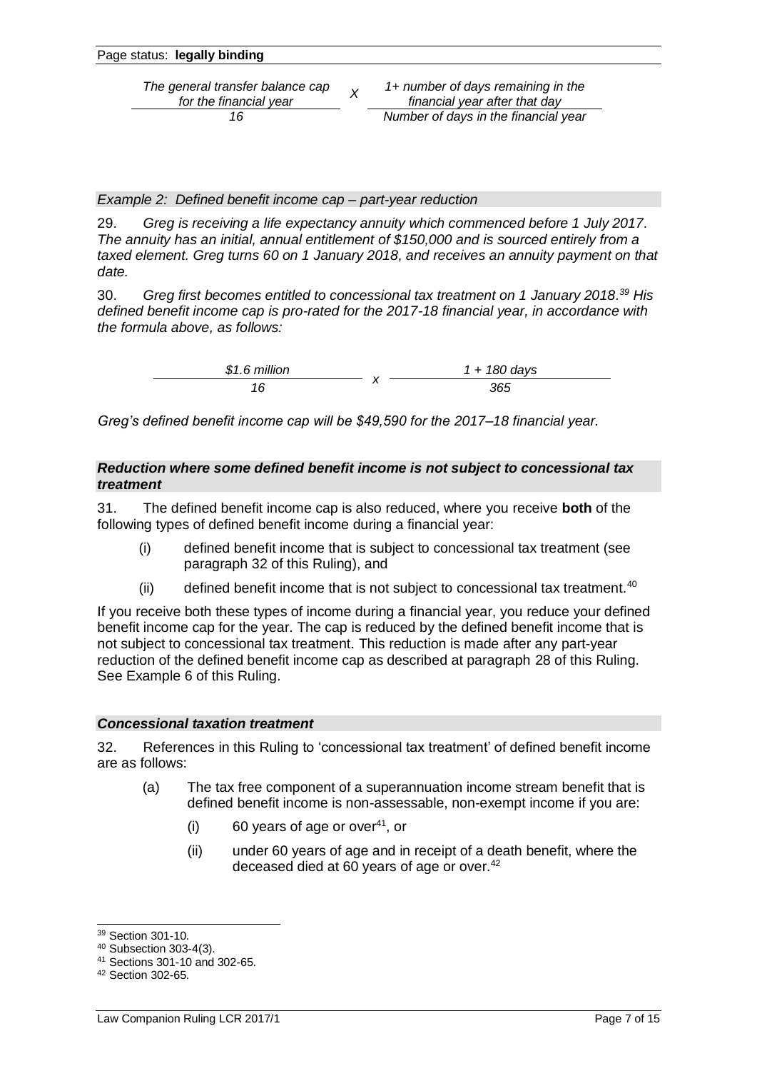Page status: **legally binding**

$$\frac{\text{The general transfer balance cap for the financial year}}{16} \times \frac{\text{1+ number of days remaining in the financial year after that day}}{\text{Number of days in the financial year}}$$

*Example 2: Defined benefit income cap – part-year reduction*

29. *Greg is receiving a life expectancy annuity which commenced before 1 July 2017. The annuity has an initial, annual entitlement of $150,000 and is sourced entirely from a taxed element. Greg turns 60 on 1 January 2018, and receives an annuity payment on that date.*

30. *Greg first becomes entitled to concessional tax treatment on 1 January 2018.*[39] *His defined benefit income cap is pro-rated for the 2017-18 financial year, in accordance with the formula above, as follows:*

$$\frac{\$1.6 \text{ million}}{16} \times \frac{1 + 180 \text{ days}}{365}$$

*Greg's defined benefit income cap will be $49,590 for the 2017–18 financial year.*

### *Reduction where some defined benefit income is not subject to concessional tax treatment*

31. The defined benefit income cap is also reduced, where you receive **both** of the following types of defined benefit income during a financial year:

- (i) defined benefit income that is subject to concessional tax treatment (see paragraph 32 of this Ruling), and
- (ii) defined benefit income that is not subject to concessional tax treatment.[40]

If you receive both these types of income during a financial year, you reduce your defined benefit income cap for the year. The cap is reduced by the defined benefit income that is not subject to concessional tax treatment. This reduction is made after any part-year reduction of the defined benefit income cap as described at paragraph 28 of this Ruling. See Example 6 of this Ruling.

### *Concessional taxation treatment*

32. References in this Ruling to 'concessional tax treatment' of defined benefit income are as follows:

- (a) The tax free component of a superannuation income stream benefit that is defined benefit income is non-assessable, non-exempt income if you are:
  - (i) 60 years of age or over[41], or
  - (ii) under 60 years of age and in receipt of a death benefit, where the deceased died at 60 years of age or over.[42]

---

[39] Section 301-10.

[40] Subsection 303-4(3).

[41] Sections 301-10 and 302-65.

[42] Section 302-65.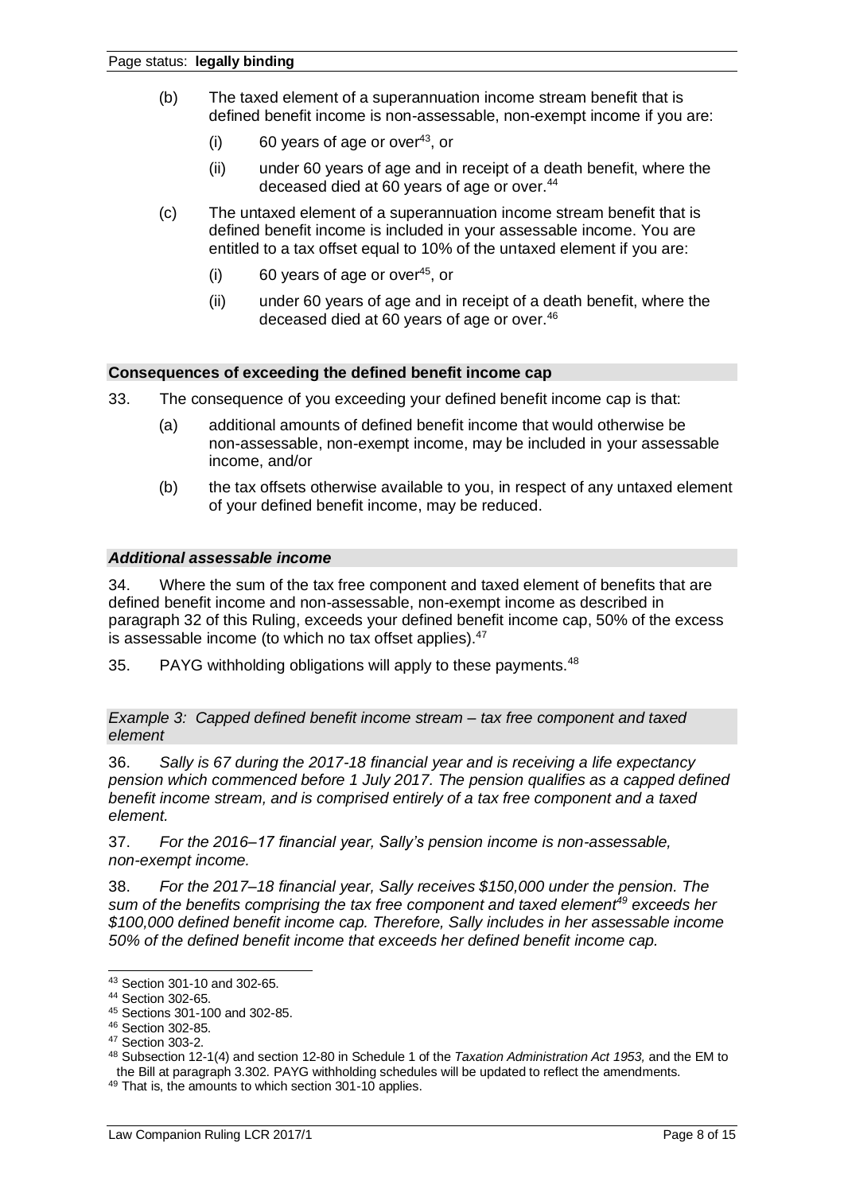(b) The taxed element of a superannuation income stream benefit that is defined benefit income is non-assessable, non-exempt income if you are:

   (i) 60 years of age or over[43], or

   (ii) under 60 years of age and in receipt of a death benefit, where the deceased died at 60 years of age or over.[44]

(c) The untaxed element of a superannuation income stream benefit that is defined benefit income is included in your assessable income. You are entitled to a tax offset equal to 10% of the untaxed element if you are:

   (i) 60 years of age or over[45], or

   (ii) under 60 years of age and in receipt of a death benefit, where the deceased died at 60 years of age or over.[46]

### Consequences of exceeding the defined benefit income cap

33. The consequence of you exceeding your defined benefit income cap is that:

   (a) additional amounts of defined benefit income that would otherwise be non-assessable, non-exempt income, may be included in your assessable income, and/or

   (b) the tax offsets otherwise available to you, in respect of any untaxed element of your defined benefit income, may be reduced.

#### *Additional assessable income*

34. Where the sum of the tax free component and taxed element of benefits that are defined benefit income and non-assessable, non-exempt income as described in paragraph 32 of this Ruling, exceeds your defined benefit income cap, 50% of the excess is assessable income (to which no tax offset applies).[47]

35. PAYG withholding obligations will apply to these payments.[48]

*Example 3: Capped defined benefit income stream – tax free component and taxed element*

36. *Sally is 67 during the 2017-18 financial year and is receiving a life expectancy pension which commenced before 1 July 2017. The pension qualifies as a capped defined benefit income stream, and is comprised entirely of a tax free component and a taxed element.*

37. *For the 2016–17 financial year, Sally's pension income is non-assessable, non-exempt income.*

38. *For the 2017–18 financial year, Sally receives $150,000 under the pension. The sum of the benefits comprising the tax free component and taxed element[49] exceeds her $100,000 defined benefit income cap. Therefore, Sally includes in her assessable income 50% of the defined benefit income that exceeds her defined benefit income cap.*

---

[43] Section 301-10 and 302-65.

[44] Section 302-65.

[45] Sections 301-100 and 302-85.

[46] Section 302-85.

[47] Section 303-2.

[48] Subsection 12-1(4) and section 12-80 in Schedule 1 of the *Taxation Administration Act 1953,* and the EM to the Bill at paragraph 3.302. PAYG withholding schedules will be updated to reflect the amendments.

[49] That is, the amounts to which section 301-10 applies.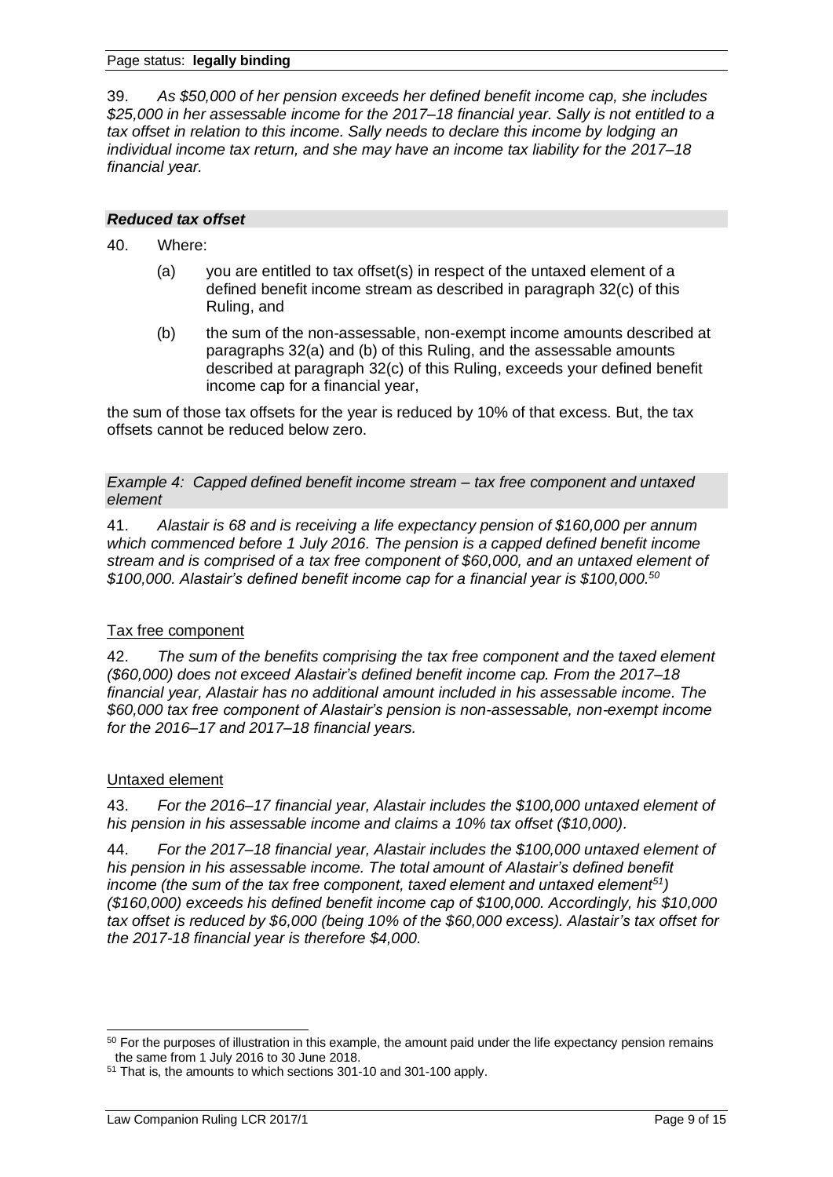39. *As $50,000 of her pension exceeds her defined benefit income cap, she includes $25,000 in her assessable income for the 2017–18 financial year. Sally is not entitled to a tax offset in relation to this income. Sally needs to declare this income by lodging an individual income tax return, and she may have an income tax liability for the 2017–18 financial year.*

### *Reduced tax offset*

40. Where:

- (a) you are entitled to tax offset(s) in respect of the untaxed element of a defined benefit income stream as described in paragraph 32(c) of this Ruling, and
- (b) the sum of the non-assessable, non-exempt income amounts described at paragraphs 32(a) and (b) of this Ruling, and the assessable amounts described at paragraph 32(c) of this Ruling, exceeds your defined benefit income cap for a financial year,

the sum of those tax offsets for the year is reduced by 10% of that excess. But, the tax offsets cannot be reduced below zero.

#### *Example 4: Capped defined benefit income stream – tax free component and untaxed element*

41. *Alastair is 68 and is receiving a life expectancy pension of $160,000 per annum which commenced before 1 July 2016. The pension is a capped defined benefit income stream and is comprised of a tax free component of $60,000, and an untaxed element of $100,000. Alastair's defined benefit income cap for a financial year is $100,000.*[50]

Tax free component

42. *The sum of the benefits comprising the tax free component and the taxed element ($60,000) does not exceed Alastair's defined benefit income cap. From the 2017–18 financial year, Alastair has no additional amount included in his assessable income. The $60,000 tax free component of Alastair's pension is non-assessable, non-exempt income for the 2016–17 and 2017–18 financial years.*

Untaxed element

43. *For the 2016–17 financial year, Alastair includes the $100,000 untaxed element of his pension in his assessable income and claims a 10% tax offset ($10,000).*

44. *For the 2017–18 financial year, Alastair includes the $100,000 untaxed element of his pension in his assessable income. The total amount of Alastair's defined benefit income (the sum of the tax free component, taxed element and untaxed element*[51]*) ($160,000) exceeds his defined benefit income cap of $100,000. Accordingly, his $10,000 tax offset is reduced by $6,000 (being 10% of the $60,000 excess). Alastair's tax offset for the 2017-18 financial year is therefore $4,000.*

---

[50] For the purposes of illustration in this example, the amount paid under the life expectancy pension remains the same from 1 July 2016 to 30 June 2018.

[51] That is, the amounts to which sections 301-10 and 301-100 apply.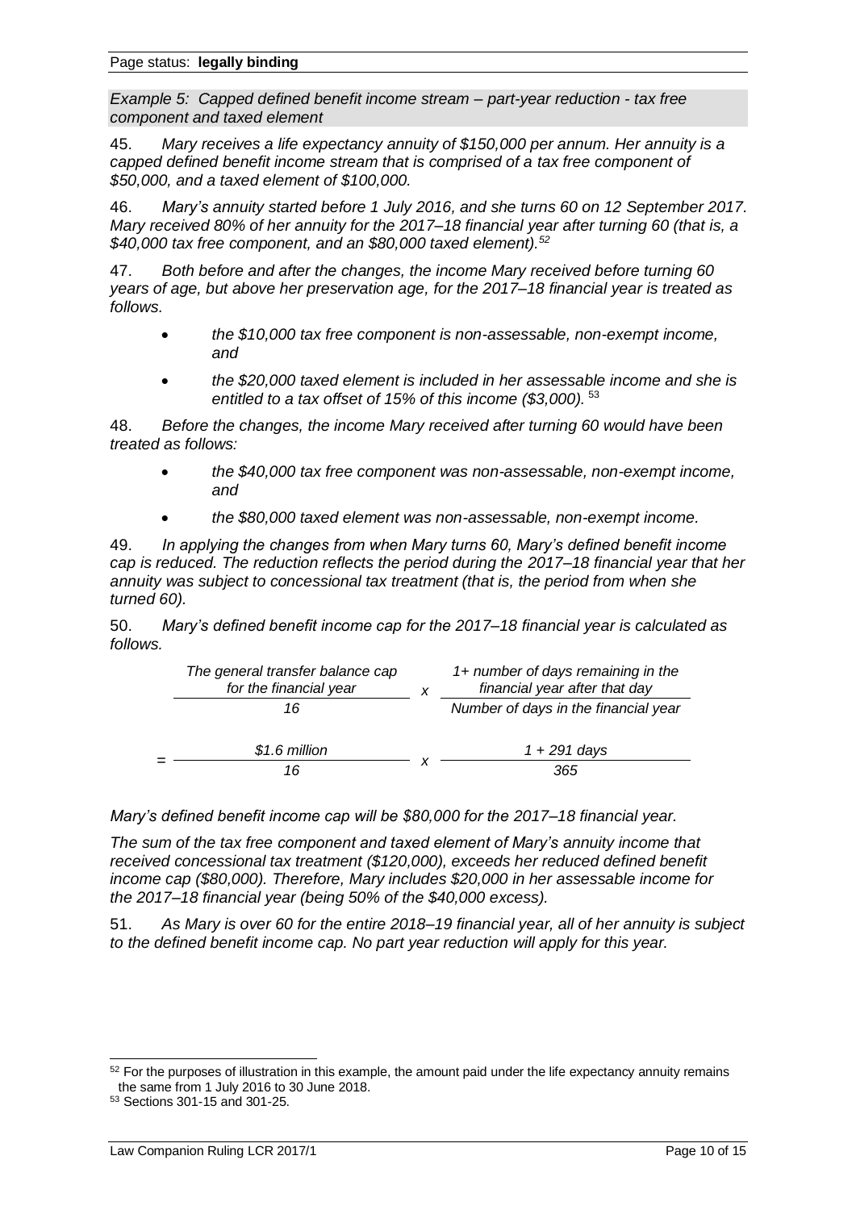Page status: **legally binding**

*Example 5: Capped defined benefit income stream – part-year reduction - tax free component and taxed element*

45. *Mary receives a life expectancy annuity of $150,000 per annum. Her annuity is a capped defined benefit income stream that is comprised of a tax free component of $50,000, and a taxed element of $100,000.*

46. *Mary's annuity started before 1 July 2016, and she turns 60 on 12 September 2017. Mary received 80% of her annuity for the 2017–18 financial year after turning 60 (that is, a $40,000 tax free component, and an $80,000 taxed element).*[52]

47. *Both before and after the changes, the income Mary received before turning 60 years of age, but above her preservation age, for the 2017–18 financial year is treated as follows.*

- *the $10,000 tax free component is non-assessable, non-exempt income, and*
- *the $20,000 taxed element is included in her assessable income and she is entitled to a tax offset of 15% of this income ($3,000).*[53]

48. *Before the changes, the income Mary received after turning 60 would have been treated as follows:*

- *the $40,000 tax free component was non-assessable, non-exempt income, and*
- *the $80,000 taxed element was non-assessable, non-exempt income.*

49. *In applying the changes from when Mary turns 60, Mary's defined benefit income cap is reduced. The reduction reflects the period during the 2017–18 financial year that her annuity was subject to concessional tax treatment (that is, the period from when she turned 60).*

50. *Mary's defined benefit income cap for the 2017–18 financial year is calculated as follows.*

$$\frac{\text{The general transfer balance cap for the financial year}}{16} \times \frac{\text{1+ number of days remaining in the financial year after that day}}{\text{Number of days in the financial year}}$$

$$= \frac{\$1.6 \text{ million}}{16} \times \frac{1 + 291 \text{ days}}{365}$$

*Mary's defined benefit income cap will be $80,000 for the 2017–18 financial year.*

*The sum of the tax free component and taxed element of Mary's annuity income that received concessional tax treatment ($120,000), exceeds her reduced defined benefit income cap ($80,000). Therefore, Mary includes $20,000 in her assessable income for the 2017–18 financial year (being 50% of the $40,000 excess).*

51. *As Mary is over 60 for the entire 2018–19 financial year, all of her annuity is subject to the defined benefit income cap. No part year reduction will apply for this year.*

---

[52] For the purposes of illustration in this example, the amount paid under the life expectancy annuity remains the same from 1 July 2016 to 30 June 2018.

[53] Sections 301-15 and 301-25.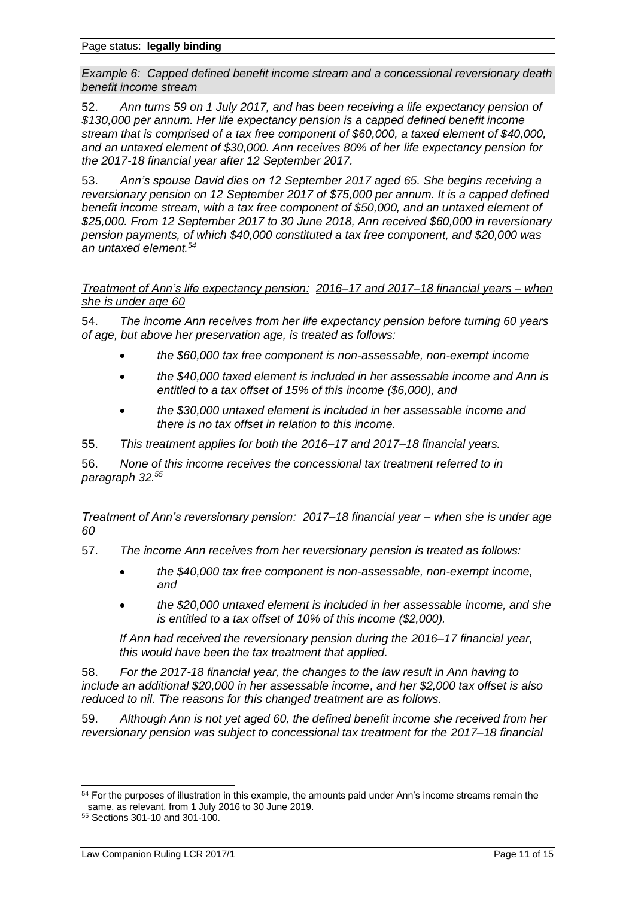*Example 6: Capped defined benefit income stream and a concessional reversionary death benefit income stream*

52. *Ann turns 59 on 1 July 2017, and has been receiving a life expectancy pension of $130,000 per annum. Her life expectancy pension is a capped defined benefit income stream that is comprised of a tax free component of $60,000, a taxed element of $40,000, and an untaxed element of $30,000. Ann receives 80% of her life expectancy pension for the 2017-18 financial year after 12 September 2017.*

53. *Ann's spouse David dies on 12 September 2017 aged 65. She begins receiving a reversionary pension on 12 September 2017 of $75,000 per annum. It is a capped defined benefit income stream, with a tax free component of $50,000, and an untaxed element of $25,000. From 12 September 2017 to 30 June 2018, Ann received $60,000 in reversionary pension payments, of which $40,000 constituted a tax free component, and $20,000 was an untaxed element.*[54]

*Treatment of Ann's life expectancy pension: 2016–17 and 2017–18 financial years – when she is under age 60*

54. *The income Ann receives from her life expectancy pension before turning 60 years of age, but above her preservation age, is treated as follows:*

- *the $60,000 tax free component is non-assessable, non-exempt income*
- *the $40,000 taxed element is included in her assessable income and Ann is entitled to a tax offset of 15% of this income ($6,000), and*
- *the $30,000 untaxed element is included in her assessable income and there is no tax offset in relation to this income.*

55. *This treatment applies for both the 2016–17 and 2017–18 financial years.*

56. *None of this income receives the concessional tax treatment referred to in paragraph 32.*[55]

*Treatment of Ann's reversionary pension: 2017–18 financial year – when she is under age 60*

57. *The income Ann receives from her reversionary pension is treated as follows:*

- *the $40,000 tax free component is non-assessable, non-exempt income, and*
- *the $20,000 untaxed element is included in her assessable income, and she is entitled to a tax offset of 10% of this income ($2,000).*

*If Ann had received the reversionary pension during the 2016–17 financial year, this would have been the tax treatment that applied.*

58. *For the 2017-18 financial year, the changes to the law result in Ann having to include an additional $20,000 in her assessable income, and her $2,000 tax offset is also reduced to nil. The reasons for this changed treatment are as follows.*

59. *Although Ann is not yet aged 60, the defined benefit income she received from her reversionary pension was subject to concessional tax treatment for the 2017–18 financial*

---

[54] For the purposes of illustration in this example, the amounts paid under Ann's income streams remain the same, as relevant, from 1 July 2016 to 30 June 2019.

[55] Sections 301-10 and 301-100.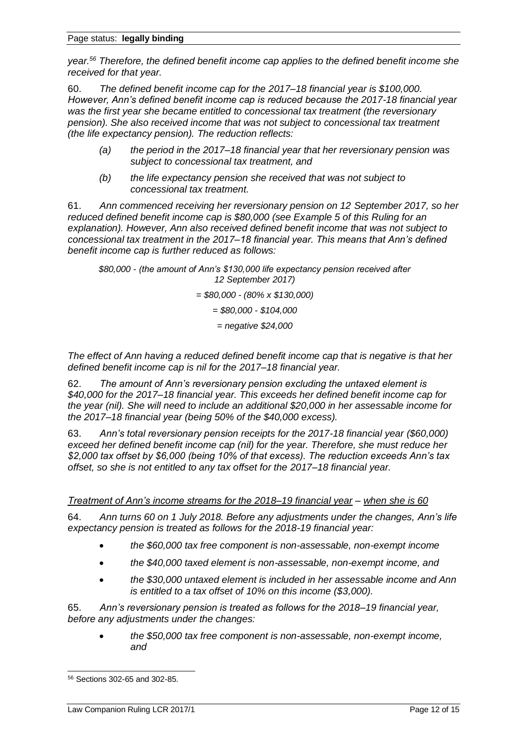*year.[56] Therefore, the defined benefit income cap applies to the defined benefit income she received for that year.*

60. *The defined benefit income cap for the 2017–18 financial year is $100,000. However, Ann's defined benefit income cap is reduced because the 2017-18 financial year was the first year she became entitled to concessional tax treatment (the reversionary pension). She also received income that was not subject to concessional tax treatment (the life expectancy pension). The reduction reflects:*

- *(a) the period in the 2017–18 financial year that her reversionary pension was subject to concessional tax treatment, and*
- *(b) the life expectancy pension she received that was not subject to concessional tax treatment.*

61. *Ann commenced receiving her reversionary pension on 12 September 2017, so her reduced defined benefit income cap is $80,000 (see Example 5 of this Ruling for an explanation). However, Ann also received defined benefit income that was not subject to concessional tax treatment in the 2017–18 financial year. This means that Ann's defined benefit income cap is further reduced as follows:*

*$80,000 - (the amount of Ann's $130,000 life expectancy pension received after 12 September 2017)*

*= $80,000 - (80% x $130,000)*

*= $80,000 - $104,000*

*= negative $24,000*

*The effect of Ann having a reduced defined benefit income cap that is negative is that her defined benefit income cap is nil for the 2017–18 financial year.*

62. *The amount of Ann's reversionary pension excluding the untaxed element is $40,000 for the 2017–18 financial year. This exceeds her defined benefit income cap for the year (nil). She will need to include an additional $20,000 in her assessable income for the 2017–18 financial year (being 50% of the $40,000 excess).*

63. *Ann's total reversionary pension receipts for the 2017-18 financial year ($60,000) exceed her defined benefit income cap (nil) for the year. Therefore, she must reduce her $2,000 tax offset by $6,000 (being 10% of that excess). The reduction exceeds Ann's tax offset, so she is not entitled to any tax offset for the 2017–18 financial year.*

*Treatment of Ann's income streams for the 2018–19 financial year – when she is 60*

64. *Ann turns 60 on 1 July 2018. Before any adjustments under the changes, Ann's life expectancy pension is treated as follows for the 2018-19 financial year:*

- *the $60,000 tax free component is non-assessable, non-exempt income*
- *the $40,000 taxed element is non-assessable, non-exempt income, and*
- *the $30,000 untaxed element is included in her assessable income and Ann is entitled to a tax offset of 10% on this income ($3,000).*

65. *Ann's reversionary pension is treated as follows for the 2018–19 financial year, before any adjustments under the changes:*

- *the $50,000 tax free component is non-assessable, non-exempt income, and*

---

[56] Sections 302-65 and 302-85.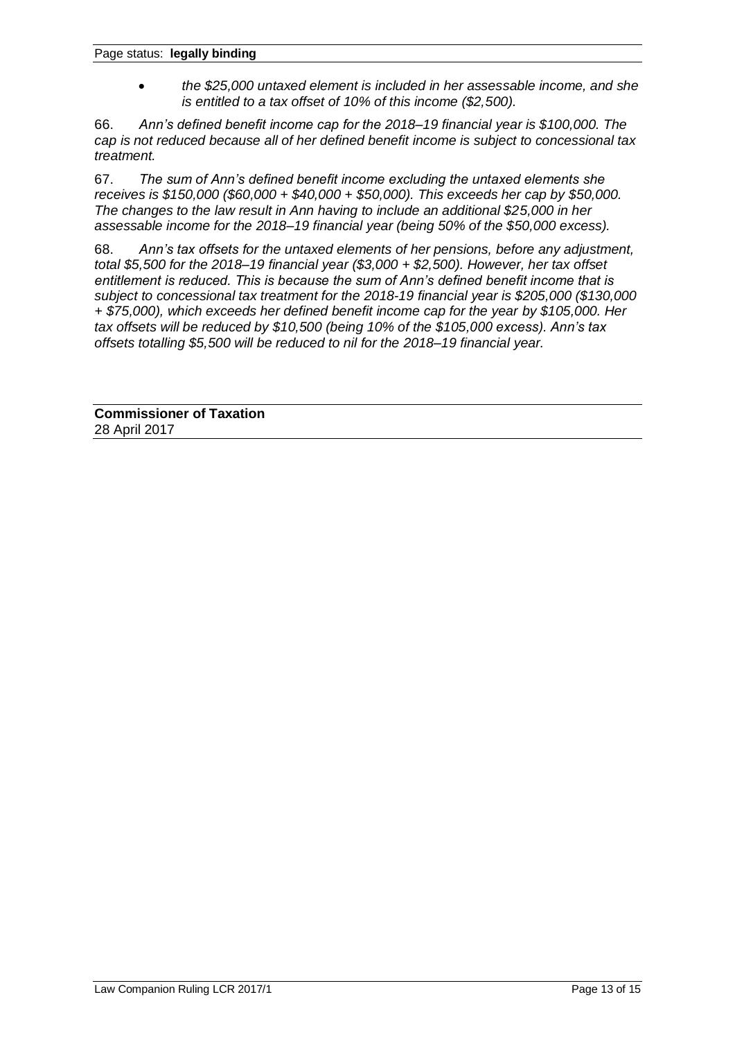- *the $25,000 untaxed element is included in her assessable income, and she is entitled to a tax offset of 10% of this income ($2,500).*

66. *Ann's defined benefit income cap for the 2018–19 financial year is $100,000. The cap is not reduced because all of her defined benefit income is subject to concessional tax treatment.*

67. *The sum of Ann's defined benefit income excluding the untaxed elements she receives is $150,000 ($60,000 + $40,000 + $50,000). This exceeds her cap by $50,000. The changes to the law result in Ann having to include an additional $25,000 in her assessable income for the 2018–19 financial year (being 50% of the $50,000 excess).*

68. *Ann's tax offsets for the untaxed elements of her pensions, before any adjustment, total $5,500 for the 2018–19 financial year ($3,000 + $2,500). However, her tax offset entitlement is reduced. This is because the sum of Ann's defined benefit income that is subject to concessional tax treatment for the 2018-19 financial year is $205,000 ($130,000 + $75,000), which exceeds her defined benefit income cap for the year by $105,000. Her tax offsets will be reduced by $10,500 (being 10% of the $105,000 excess). Ann's tax offsets totalling $5,500 will be reduced to nil for the 2018–19 financial year.*

**Commissioner of Taxation**
28 April 2017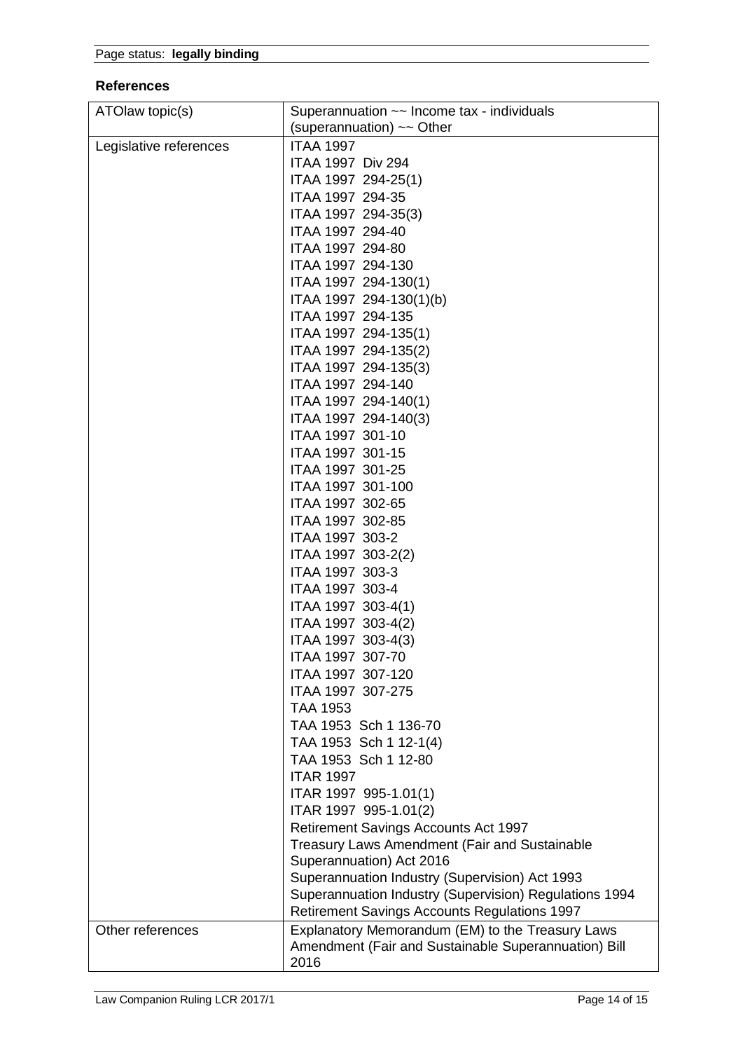Page status: **legally binding**

## References

| | |
|---|---|
| ATOlaw topic(s) | Superannuation ~~ Income tax - individuals (superannuation) ~~ Other |
| Legislative references | ITAA 1997<br>ITAA 1997 Div 294<br>ITAA 1997 294-25(1)<br>ITAA 1997 294-35<br>ITAA 1997 294-35(3)<br>ITAA 1997 294-40<br>ITAA 1997 294-80<br>ITAA 1997 294-130<br>ITAA 1997 294-130(1)<br>ITAA 1997 294-130(1)(b)<br>ITAA 1997 294-135<br>ITAA 1997 294-135(1)<br>ITAA 1997 294-135(2)<br>ITAA 1997 294-135(3)<br>ITAA 1997 294-140<br>ITAA 1997 294-140(1)<br>ITAA 1997 294-140(3)<br>ITAA 1997 301-10<br>ITAA 1997 301-15<br>ITAA 1997 301-25<br>ITAA 1997 301-100<br>ITAA 1997 302-65<br>ITAA 1997 302-85<br>ITAA 1997 303-2<br>ITAA 1997 303-2(2)<br>ITAA 1997 303-3<br>ITAA 1997 303-4<br>ITAA 1997 303-4(1)<br>ITAA 1997 303-4(2)<br>ITAA 1997 303-4(3)<br>ITAA 1997 307-70<br>ITAA 1997 307-120<br>ITAA 1997 307-275<br>TAA 1953<br>TAA 1953 Sch 1 136-70<br>TAA 1953 Sch 1 12-1(4)<br>TAA 1953 Sch 1 12-80<br>ITAR 1997<br>ITAR 1997 995-1.01(1)<br>ITAR 1997 995-1.01(2)<br>Retirement Savings Accounts Act 1997<br>Treasury Laws Amendment (Fair and Sustainable Superannuation) Act 2016<br>Superannuation Industry (Supervision) Act 1993<br>Superannuation Industry (Supervision) Regulations 1994<br>Retirement Savings Accounts Regulations 1997 |
| Other references | Explanatory Memorandum (EM) to the Treasury Laws Amendment (Fair and Sustainable Superannuation) Bill 2016 |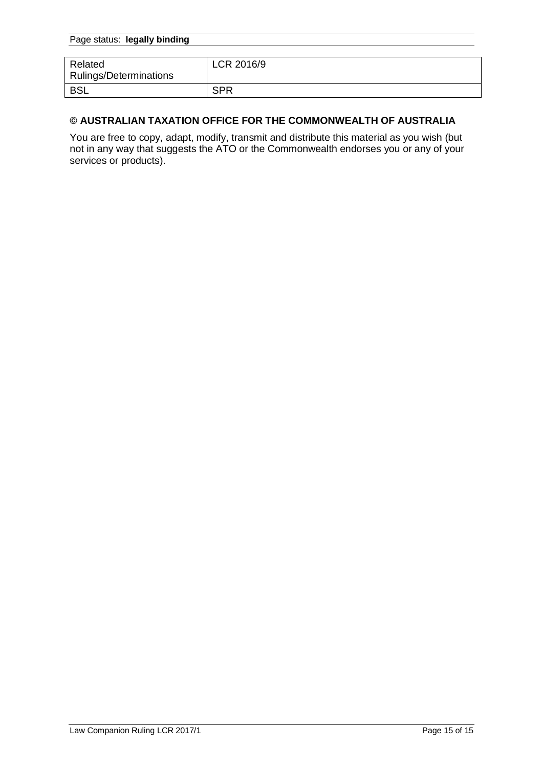| | |
|---|---|
| Related Rulings/Determinations | LCR 2016/9 |
| BSL | SPR |

## © AUSTRALIAN TAXATION OFFICE FOR THE COMMONWEALTH OF AUSTRALIA

You are free to copy, adapt, modify, transmit and distribute this material as you wish (but not in any way that suggests the ATO or the Commonwealth endorses you or any of your services or products).